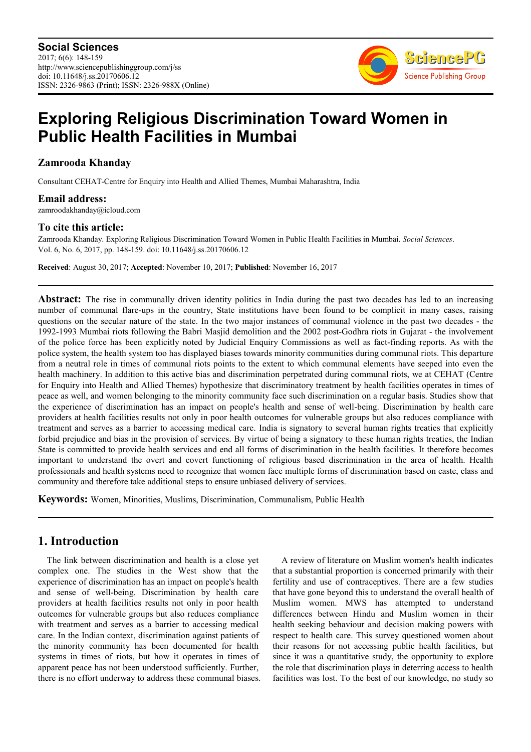**Social Sciences**
2017; 6(6): 148-159
http://www.sciencepublishinggroup.com/j/ss
doi: 10.11648/j.ss.20170606.12
ISSN: 2326-9863 (Print); ISSN: 2326-988X (Online)

# Exploring Religious Discrimination Toward Women in Public Health Facilities in Mumbai

**Zamrooda Khanday**

Consultant CEHAT-Centre for Enquiry into Health and Allied Themes, Mumbai Maharashtra, India

### Email address:

zamroodakhanday@icloud.com

### To cite this article:

Zamrooda Khanday. Exploring Religious Discrimination Toward Women in Public Health Facilities in Mumbai. *Social Sciences*. Vol. 6, No. 6, 2017, pp. 148-159. doi: 10.11648/j.ss.20170606.12

**Received**: August 30, 2017; **Accepted**: November 10, 2017; **Published**: November 16, 2017

---

**Abstract:** The rise in communally driven identity politics in India during the past two decades has led to an increasing number of communal flare-ups in the country, State institutions have been found to be complicit in many cases, raising questions on the secular nature of the state. In the two major instances of communal violence in the past two decades - the 1992-1993 Mumbai riots following the Babri Masjid demolition and the 2002 post-Godhra riots in Gujarat - the involvement of the police force has been explicitly noted by Judicial Enquiry Commissions as well as fact-finding reports. As with the police system, the health system too has displayed biases towards minority communities during communal riots. This departure from a neutral role in times of communal riots points to the extent to which communal elements have seeped into even the health machinery. In addition to this active bias and discrimination perpetrated during communal riots, we at CEHAT (Centre for Enquiry into Health and Allied Themes) hypothesize that discriminatory treatment by health facilities operates in times of peace as well, and women belonging to the minority community face such discrimination on a regular basis. Studies show that the experience of discrimination has an impact on people's health and sense of well-being. Discrimination by health care providers at health facilities results not only in poor health outcomes for vulnerable groups but also reduces compliance with treatment and serves as a barrier to accessing medical care. India is signatory to several human rights treaties that explicitly forbid prejudice and bias in the provision of services. By virtue of being a signatory to these human rights treaties, the Indian State is committed to provide health services and end all forms of discrimination in the health facilities. It therefore becomes important to understand the overt and covert functioning of religious based discrimination in the area of health. Health professionals and health systems need to recognize that women face multiple forms of discrimination based on caste, class and community and therefore take additional steps to ensure unbiased delivery of services.

**Keywords:** Women, Minorities, Muslims, Discrimination, Communalism, Public Health

---

## 1. Introduction

The link between discrimination and health is a close yet complex one. The studies in the West show that the experience of discrimination has an impact on people's health and sense of well-being. Discrimination by health care providers at health facilities results not only in poor health outcomes for vulnerable groups but also reduces compliance with treatment and serves as a barrier to accessing medical care. In the Indian context, discrimination against patients of the minority community has been documented for health systems in times of riots, but how it operates in times of apparent peace has not been understood sufficiently. Further, there is no effort underway to address these communal biases.

A review of literature on Muslim women's health indicates that a substantial proportion is concerned primarily with their fertility and use of contraceptives. There are a few studies that have gone beyond this to understand the overall health of Muslim women. MWS has attempted to understand differences between Hindu and Muslim women in their health seeking behaviour and decision making powers with respect to health care. This survey questioned women about their reasons for not accessing public health facilities, but since it was a quantitative study, the opportunity to explore the role that discrimination plays in deterring access to health facilities was lost. To the best of our knowledge, no study so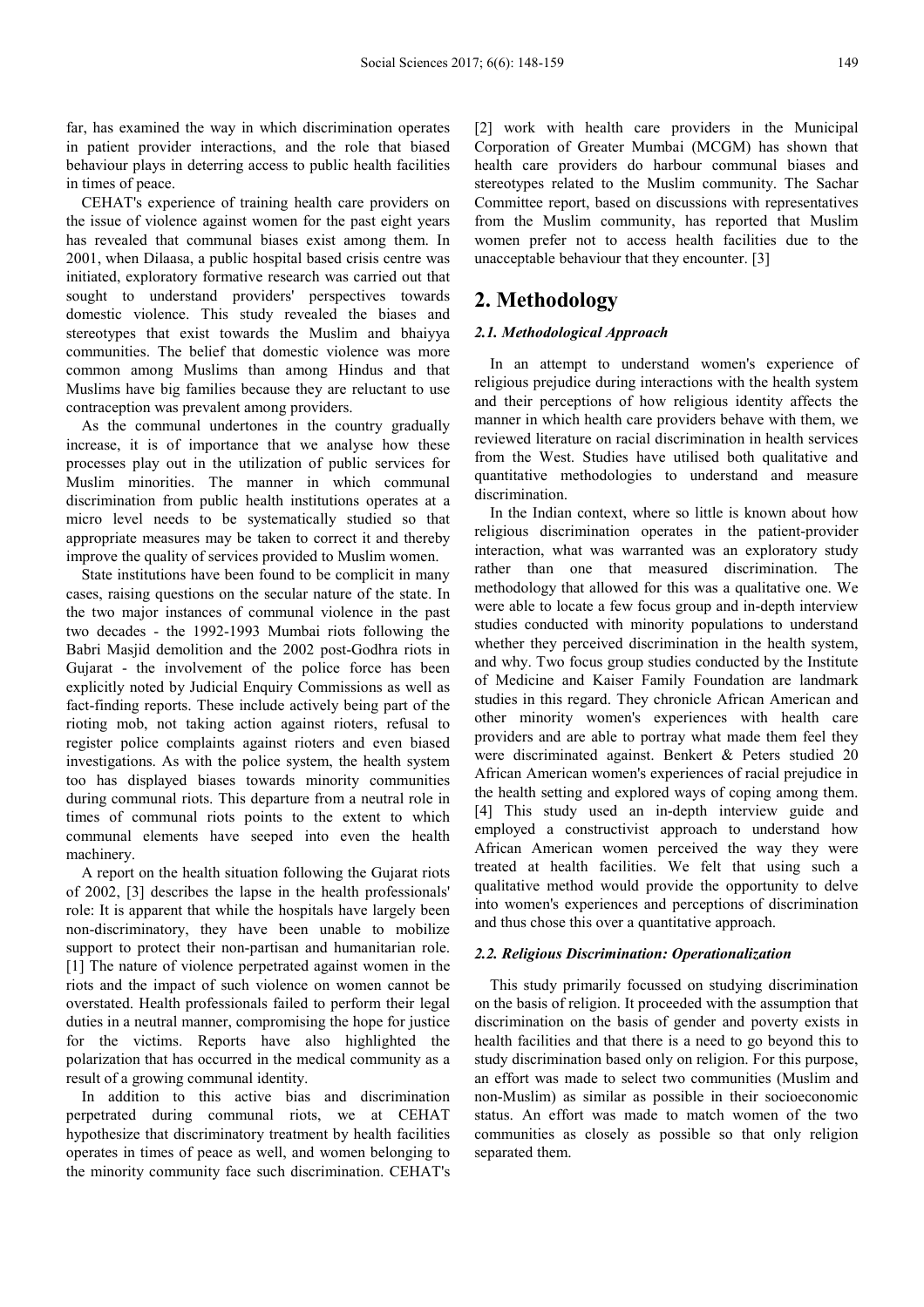far, has examined the way in which discrimination operates in patient provider interactions, and the role that biased behaviour plays in deterring access to public health facilities in times of peace.

CEHAT's experience of training health care providers on the issue of violence against women for the past eight years has revealed that communal biases exist among them. In 2001, when Dilaasa, a public hospital based crisis centre was initiated, exploratory formative research was carried out that sought to understand providers' perspectives towards domestic violence. This study revealed the biases and stereotypes that exist towards the Muslim and bhaiyya communities. The belief that domestic violence was more common among Muslims than among Hindus and that Muslims have big families because they are reluctant to use contraception was prevalent among providers.

As the communal undertones in the country gradually increase, it is of importance that we analyse how these processes play out in the utilization of public services for Muslim minorities. The manner in which communal discrimination from public health institutions operates at a micro level needs to be systematically studied so that appropriate measures may be taken to correct it and thereby improve the quality of services provided to Muslim women.

State institutions have been found to be complicit in many cases, raising questions on the secular nature of the state. In the two major instances of communal violence in the past two decades - the 1992-1993 Mumbai riots following the Babri Masjid demolition and the 2002 post-Godhra riots in Gujarat - the involvement of the police force has been explicitly noted by Judicial Enquiry Commissions as well as fact-finding reports. These include actively being part of the rioting mob, not taking action against rioters, refusal to register police complaints against rioters and even biased investigations. As with the police system, the health system too has displayed biases towards minority communities during communal riots. This departure from a neutral role in times of communal riots points to the extent to which communal elements have seeped into even the health machinery.

A report on the health situation following the Gujarat riots of 2002, [3] describes the lapse in the health professionals' role: It is apparent that while the hospitals have largely been non-discriminatory, they have been unable to mobilize support to protect their non-partisan and humanitarian role. [1] The nature of violence perpetrated against women in the riots and the impact of such violence on women cannot be overstated. Health professionals failed to perform their legal duties in a neutral manner, compromising the hope for justice for the victims. Reports have also highlighted the polarization that has occurred in the medical community as a result of a growing communal identity.

In addition to this active bias and discrimination perpetrated during communal riots, we at CEHAT hypothesize that discriminatory treatment by health facilities operates in times of peace as well, and women belonging to the minority community face such discrimination. CEHAT's [2] work with health care providers in the Municipal Corporation of Greater Mumbai (MCGM) has shown that health care providers do harbour communal biases and stereotypes related to the Muslim community. The Sachar Committee report, based on discussions with representatives from the Muslim community, has reported that Muslim women prefer not to access health facilities due to the unacceptable behaviour that they encounter. [3]

## 2. Methodology

### 2.1. Methodological Approach

In an attempt to understand women's experience of religious prejudice during interactions with the health system and their perceptions of how religious identity affects the manner in which health care providers behave with them, we reviewed literature on racial discrimination in health services from the West. Studies have utilised both qualitative and quantitative methodologies to understand and measure discrimination.

In the Indian context, where so little is known about how religious discrimination operates in the patient-provider interaction, what was warranted was an exploratory study rather than one that measured discrimination. The methodology that allowed for this was a qualitative one. We were able to locate a few focus group and in-depth interview studies conducted with minority populations to understand whether they perceived discrimination in the health system, and why. Two focus group studies conducted by the Institute of Medicine and Kaiser Family Foundation are landmark studies in this regard. They chronicle African American and other minority women's experiences with health care providers and are able to portray what made them feel they were discriminated against. Benkert & Peters studied 20 African American women's experiences of racial prejudice in the health setting and explored ways of coping among them. [4] This study used an in-depth interview guide and employed a constructivist approach to understand how African American women perceived the way they were treated at health facilities. We felt that using such a qualitative method would provide the opportunity to delve into women's experiences and perceptions of discrimination and thus chose this over a quantitative approach.

### 2.2. Religious Discrimination: Operationalization

This study primarily focussed on studying discrimination on the basis of religion. It proceeded with the assumption that discrimination on the basis of gender and poverty exists in health facilities and that there is a need to go beyond this to study discrimination based only on religion. For this purpose, an effort was made to select two communities (Muslim and non-Muslim) as similar as possible in their socioeconomic status. An effort was made to match women of the two communities as closely as possible so that only religion separated them.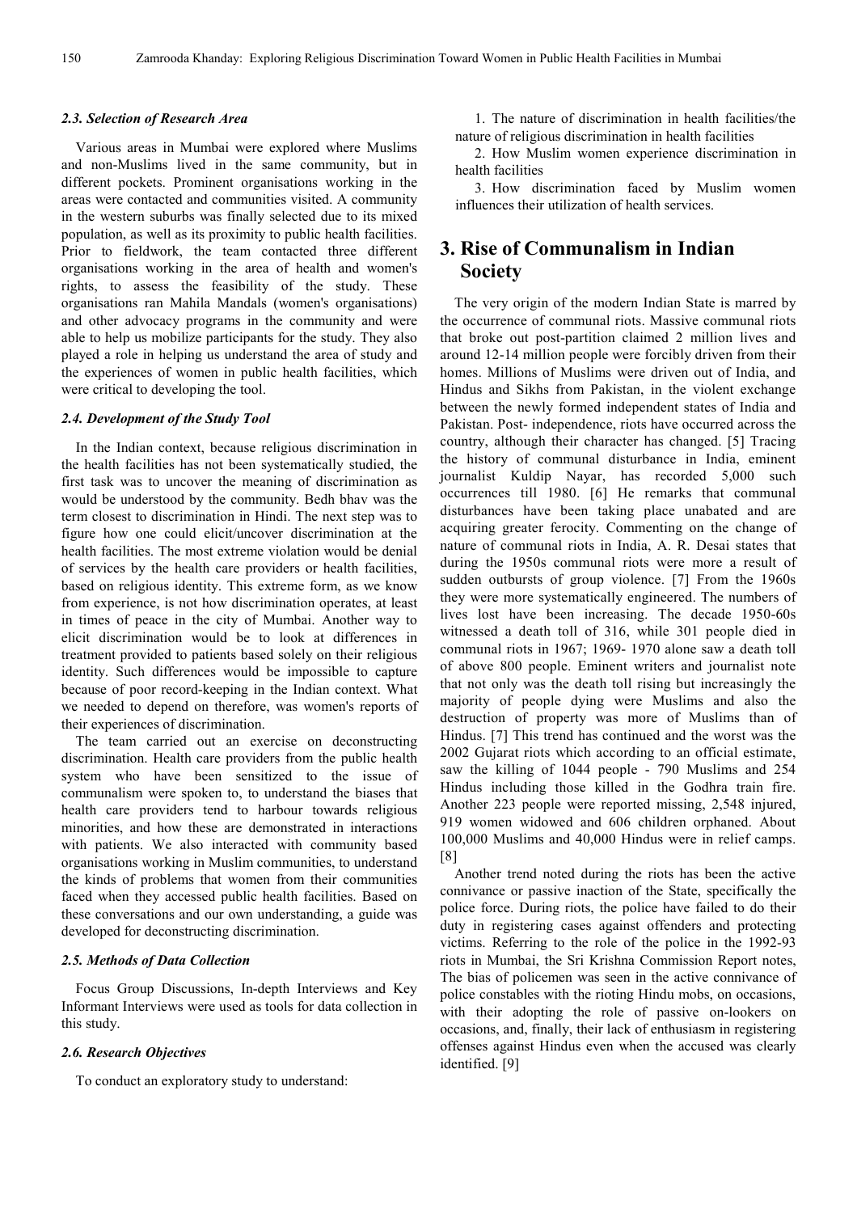### *2.3. Selection of Research Area*

Various areas in Mumbai were explored where Muslims and non-Muslims lived in the same community, but in different pockets. Prominent organisations working in the areas were contacted and communities visited. A community in the western suburbs was finally selected due to its mixed population, as well as its proximity to public health facilities. Prior to fieldwork, the team contacted three different organisations working in the area of health and women's rights, to assess the feasibility of the study. These organisations ran Mahila Mandals (women's organisations) and other advocacy programs in the community and were able to help us mobilize participants for the study. They also played a role in helping us understand the area of study and the experiences of women in public health facilities, which were critical to developing the tool.

### *2.4. Development of the Study Tool*

In the Indian context, because religious discrimination in the health facilities has not been systematically studied, the first task was to uncover the meaning of discrimination as would be understood by the community. Bedh bhav was the term closest to discrimination in Hindi. The next step was to figure how one could elicit/uncover discrimination at the health facilities. The most extreme violation would be denial of services by the health care providers or health facilities, based on religious identity. This extreme form, as we know from experience, is not how discrimination operates, at least in times of peace in the city of Mumbai. Another way to elicit discrimination would be to look at differences in treatment provided to patients based solely on their religious identity. Such differences would be impossible to capture because of poor record-keeping in the Indian context. What we needed to depend on therefore, was women's reports of their experiences of discrimination.

The team carried out an exercise on deconstructing discrimination. Health care providers from the public health system who have been sensitized to the issue of communalism were spoken to, to understand the biases that health care providers tend to harbour towards religious minorities, and how these are demonstrated in interactions with patients. We also interacted with community based organisations working in Muslim communities, to understand the kinds of problems that women from their communities faced when they accessed public health facilities. Based on these conversations and our own understanding, a guide was developed for deconstructing discrimination.

### *2.5. Methods of Data Collection*

Focus Group Discussions, In-depth Interviews and Key Informant Interviews were used as tools for data collection in this study.

### *2.6. Research Objectives*

To conduct an exploratory study to understand:

1. The nature of discrimination in health facilities/the nature of religious discrimination in health facilities
2. How Muslim women experience discrimination in health facilities
3. How discrimination faced by Muslim women influences their utilization of health services.

## 3. Rise of Communalism in Indian Society

The very origin of the modern Indian State is marred by the occurrence of communal riots. Massive communal riots that broke out post-partition claimed 2 million lives and around 12-14 million people were forcibly driven from their homes. Millions of Muslims were driven out of India, and Hindus and Sikhs from Pakistan, in the violent exchange between the newly formed independent states of India and Pakistan. Post- independence, riots have occurred across the country, although their character has changed. [5] Tracing the history of communal disturbance in India, eminent journalist Kuldip Nayar, has recorded 5,000 such occurrences till 1980. [6] He remarks that communal disturbances have been taking place unabated and are acquiring greater ferocity. Commenting on the change of nature of communal riots in India, A. R. Desai states that during the 1950s communal riots were more a result of sudden outbursts of group violence. [7] From the 1960s they were more systematically engineered. The numbers of lives lost have been increasing. The decade 1950-60s witnessed a death toll of 316, while 301 people died in communal riots in 1967; 1969- 1970 alone saw a death toll of above 800 people. Eminent writers and journalist note that not only was the death toll rising but increasingly the majority of people dying were Muslims and also the destruction of property was more of Muslims than of Hindus. [7] This trend has continued and the worst was the 2002 Gujarat riots which according to an official estimate, saw the killing of 1044 people - 790 Muslims and 254 Hindus including those killed in the Godhra train fire. Another 223 people were reported missing, 2,548 injured, 919 women widowed and 606 children orphaned. About 100,000 Muslims and 40,000 Hindus were in relief camps. [8]

Another trend noted during the riots has been the active connivance or passive inaction of the State, specifically the police force. During riots, the police have failed to do their duty in registering cases against offenders and protecting victims. Referring to the role of the police in the 1992-93 riots in Mumbai, the Sri Krishna Commission Report notes, The bias of policemen was seen in the active connivance of police constables with the rioting Hindu mobs, on occasions, with their adopting the role of passive on-lookers on occasions, and, finally, their lack of enthusiasm in registering offenses against Hindus even when the accused was clearly identified. [9]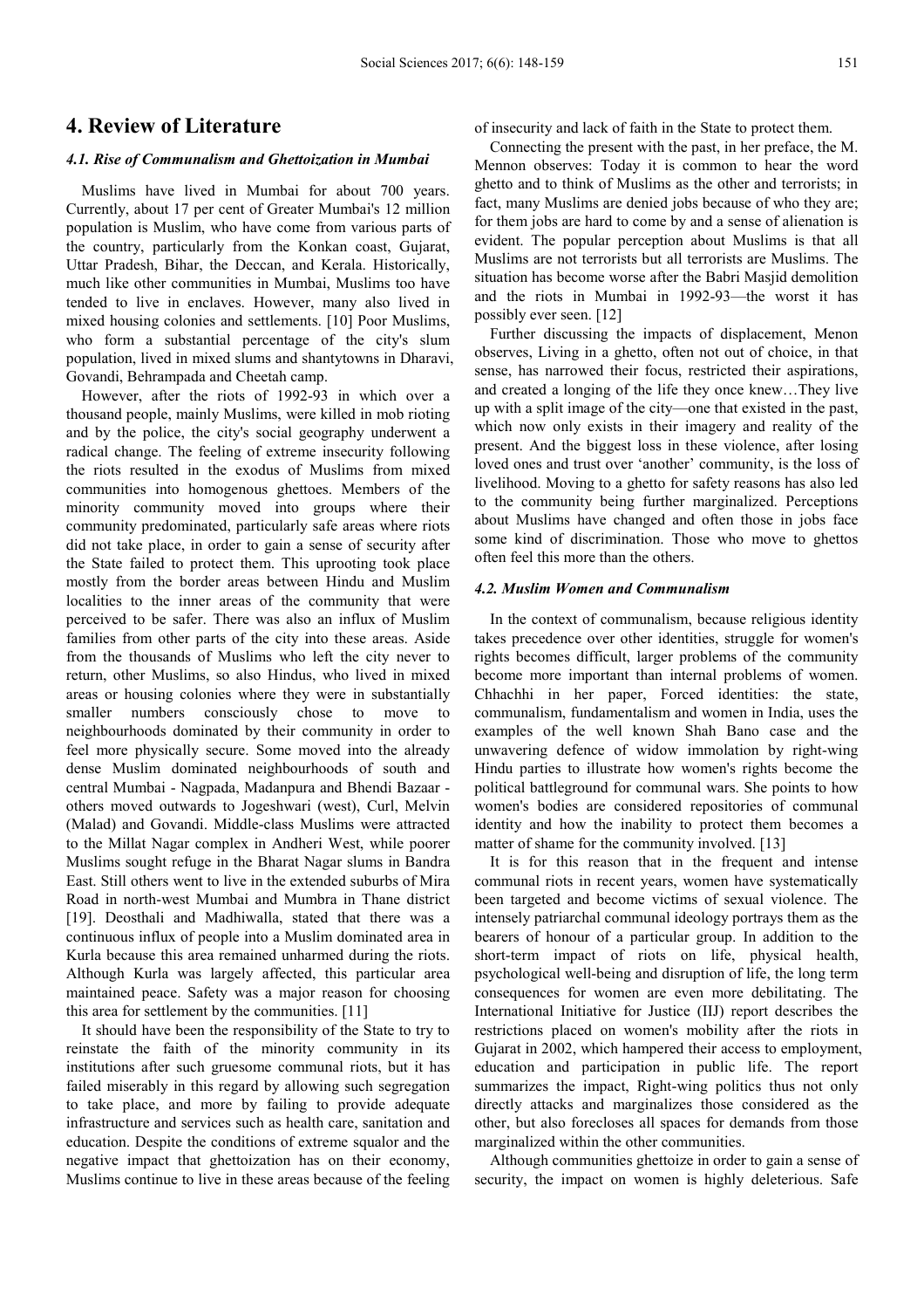# 4. Review of Literature

### *4.1. Rise of Communalism and Ghettoization in Mumbai*

Muslims have lived in Mumbai for about 700 years. Currently, about 17 per cent of Greater Mumbai's 12 million population is Muslim, who have come from various parts of the country, particularly from the Konkan coast, Gujarat, Uttar Pradesh, Bihar, the Deccan, and Kerala. Historically, much like other communities in Mumbai, Muslims too have tended to live in enclaves. However, many also lived in mixed housing colonies and settlements. [10] Poor Muslims, who form a substantial percentage of the city's slum population, lived in mixed slums and shantytowns in Dharavi, Govandi, Behrampada and Cheetah camp.

However, after the riots of 1992-93 in which over a thousand people, mainly Muslims, were killed in mob rioting and by the police, the city's social geography underwent a radical change. The feeling of extreme insecurity following the riots resulted in the exodus of Muslims from mixed communities into homogenous ghettoes. Members of the minority community moved into groups where their community predominated, particularly safe areas where riots did not take place, in order to gain a sense of security after the State failed to protect them. This uprooting took place mostly from the border areas between Hindu and Muslim localities to the inner areas of the community that were perceived to be safer. There was also an influx of Muslim families from other parts of the city into these areas. Aside from the thousands of Muslims who left the city never to return, other Muslims, so also Hindus, who lived in mixed areas or housing colonies where they were in substantially smaller numbers consciously chose to move to neighbourhoods dominated by their community in order to feel more physically secure. Some moved into the already dense Muslim dominated neighbourhoods of south and central Mumbai - Nagpada, Madanpura and Bhendi Bazaar - others moved outwards to Jogeshwari (west), Curl, Melvin (Malad) and Govandi. Middle-class Muslims were attracted to the Millat Nagar complex in Andheri West, while poorer Muslims sought refuge in the Bharat Nagar slums in Bandra East. Still others went to live in the extended suburbs of Mira Road in north-west Mumbai and Mumbra in Thane district [19]. Deosthali and Madhiwalla, stated that there was a continuous influx of people into a Muslim dominated area in Kurla because this area remained unharmed during the riots. Although Kurla was largely affected, this particular area maintained peace. Safety was a major reason for choosing this area for settlement by the communities. [11]

It should have been the responsibility of the State to try to reinstate the faith of the minority community in its institutions after such gruesome communal riots, but it has failed miserably in this regard by allowing such segregation to take place, and more by failing to provide adequate infrastructure and services such as health care, sanitation and education. Despite the conditions of extreme squalor and the negative impact that ghettoization has on their economy, Muslims continue to live in these areas because of the feeling of insecurity and lack of faith in the State to protect them.

Connecting the present with the past, in her preface, the M. Mennon observes: Today it is common to hear the word ghetto and to think of Muslims as the other and terrorists; in fact, many Muslims are denied jobs because of who they are; for them jobs are hard to come by and a sense of alienation is evident. The popular perception about Muslims is that all Muslims are not terrorists but all terrorists are Muslims. The situation has become worse after the Babri Masjid demolition and the riots in Mumbai in 1992-93—the worst it has possibly ever seen. [12]

Further discussing the impacts of displacement, Menon observes, Living in a ghetto, often not out of choice, in that sense, has narrowed their focus, restricted their aspirations, and created a longing of the life they once knew…They live up with a split image of the city—one that existed in the past, which now only exists in their imagery and reality of the present. And the biggest loss in these violence, after losing loved ones and trust over 'another' community, is the loss of livelihood. Moving to a ghetto for safety reasons has also led to the community being further marginalized. Perceptions about Muslims have changed and often those in jobs face some kind of discrimination. Those who move to ghettos often feel this more than the others.

### *4.2. Muslim Women and Communalism*

In the context of communalism, because religious identity takes precedence over other identities, struggle for women's rights becomes difficult, larger problems of the community become more important than internal problems of women. Chhachhi in her paper, Forced identities: the state, communalism, fundamentalism and women in India, uses the examples of the well known Shah Bano case and the unwavering defence of widow immolation by right-wing Hindu parties to illustrate how women's rights become the political battleground for communal wars. She points to how women's bodies are considered repositories of communal identity and how the inability to protect them becomes a matter of shame for the community involved. [13]

It is for this reason that in the frequent and intense communal riots in recent years, women have systematically been targeted and become victims of sexual violence. The intensely patriarchal communal ideology portrays them as the bearers of honour of a particular group. In addition to the short-term impact of riots on life, physical health, psychological well-being and disruption of life, the long term consequences for women are even more debilitating. The International Initiative for Justice (IIJ) report describes the restrictions placed on women's mobility after the riots in Gujarat in 2002, which hampered their access to employment, education and participation in public life. The report summarizes the impact, Right-wing politics thus not only directly attacks and marginalizes those considered as the other, but also forecloses all spaces for demands from those marginalized within the other communities.

Although communities ghettoize in order to gain a sense of security, the impact on women is highly deleterious. Safe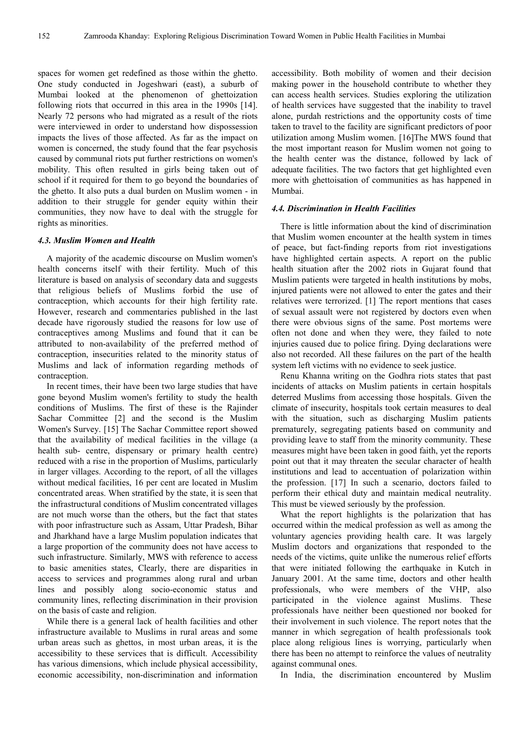spaces for women get redefined as those within the ghetto. One study conducted in Jogeshwari (east), a suburb of Mumbai looked at the phenomenon of ghettoization following riots that occurred in this area in the 1990s [14]. Nearly 72 persons who had migrated as a result of the riots were interviewed in order to understand how dispossession impacts the lives of those affected. As far as the impact on women is concerned, the study found that the fear psychosis caused by communal riots put further restrictions on women's mobility. This often resulted in girls being taken out of school if it required for them to go beyond the boundaries of the ghetto. It also puts a dual burden on Muslim women - in addition to their struggle for gender equity within their communities, they now have to deal with the struggle for rights as minorities.

### *4.3. Muslim Women and Health*

A majority of the academic discourse on Muslim women's health concerns itself with their fertility. Much of this literature is based on analysis of secondary data and suggests that religious beliefs of Muslims forbid the use of contraception, which accounts for their high fertility rate. However, research and commentaries published in the last decade have rigorously studied the reasons for low use of contraceptives among Muslims and found that it can be attributed to non-availability of the preferred method of contraception, insecurities related to the minority status of Muslims and lack of information regarding methods of contraception.

In recent times, their have been two large studies that have gone beyond Muslim women's fertility to study the health conditions of Muslims. The first of these is the Rajinder Sachar Committee [2] and the second is the Muslim Women's Survey. [15] The Sachar Committee report showed that the availability of medical facilities in the village (a health sub- centre, dispensary or primary health centre) reduced with a rise in the proportion of Muslims, particularly in larger villages. According to the report, of all the villages without medical facilities, 16 per cent are located in Muslim concentrated areas. When stratified by the state, it is seen that the infrastructural conditions of Muslim concentrated villages are not much worse than the others, but the fact that states with poor infrastructure such as Assam, Uttar Pradesh, Bihar and Jharkhand have a large Muslim population indicates that a large proportion of the community does not have access to such infrastructure. Similarly, MWS with reference to access to basic amenities states, Clearly, there are disparities in access to services and programmes along rural and urban lines and possibly along socio-economic status and community lines, reflecting discrimination in their provision on the basis of caste and religion.

While there is a general lack of health facilities and other infrastructure available to Muslims in rural areas and some urban areas such as ghettos, in most urban areas, it is the accessibility to these services that is difficult. Accessibility has various dimensions, which include physical accessibility, economic accessibility, non-discrimination and information accessibility. Both mobility of women and their decision making power in the household contribute to whether they can access health services. Studies exploring the utilization of health services have suggested that the inability to travel alone, purdah restrictions and the opportunity costs of time taken to travel to the facility are significant predictors of poor utilization among Muslim women. [16]The MWS found that the most important reason for Muslim women not going to the health center was the distance, followed by lack of adequate facilities. The two factors that get highlighted even more with ghettoisation of communities as has happened in Mumbai.

### *4.4. Discrimination in Health Facilities*

There is little information about the kind of discrimination that Muslim women encounter at the health system in times of peace, but fact-finding reports from riot investigations have highlighted certain aspects. A report on the public health situation after the 2002 riots in Gujarat found that Muslim patients were targeted in health institutions by mobs, injured patients were not allowed to enter the gates and their relatives were terrorized. [1] The report mentions that cases of sexual assault were not registered by doctors even when there were obvious signs of the same. Post mortems were often not done and when they were, they failed to note injuries caused due to police firing. Dying declarations were also not recorded. All these failures on the part of the health system left victims with no evidence to seek justice.

Renu Khanna writing on the Godhra riots states that past incidents of attacks on Muslim patients in certain hospitals deterred Muslims from accessing those hospitals. Given the climate of insecurity, hospitals took certain measures to deal with the situation, such as discharging Muslim patients prematurely, segregating patients based on community and providing leave to staff from the minority community. These measures might have been taken in good faith, yet the reports point out that it may threaten the secular character of health institutions and lead to accentuation of polarization within the profession. [17] In such a scenario, doctors failed to perform their ethical duty and maintain medical neutrality. This must be viewed seriously by the profession.

What the report highlights is the polarization that has occurred within the medical profession as well as among the voluntary agencies providing health care. It was largely Muslim doctors and organizations that responded to the needs of the victims, quite unlike the numerous relief efforts that were initiated following the earthquake in Kutch in January 2001. At the same time, doctors and other health professionals, who were members of the VHP, also participated in the violence against Muslims. These professionals have neither been questioned nor booked for their involvement in such violence. The report notes that the manner in which segregation of health professionals took place along religious lines is worrying, particularly when there has been no attempt to reinforce the values of neutrality against communal ones.

In India, the discrimination encountered by Muslim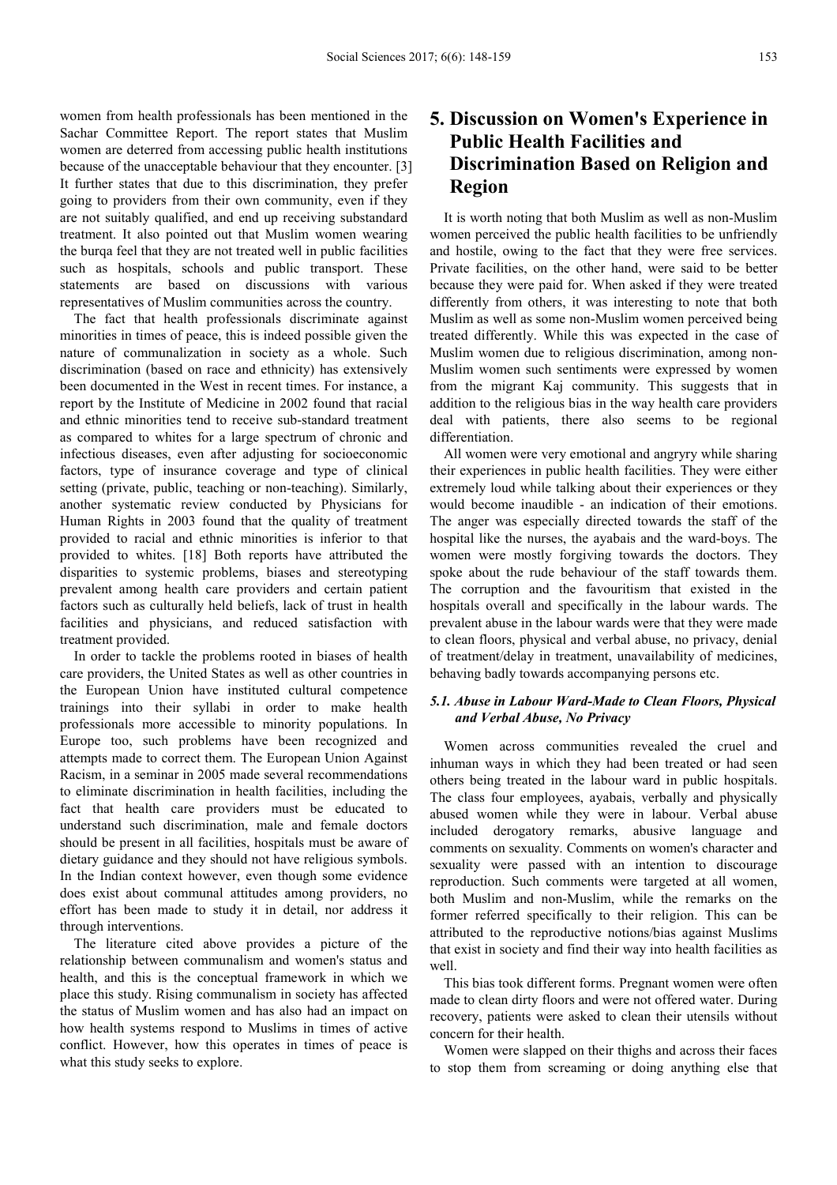women from health professionals has been mentioned in the Sachar Committee Report. The report states that Muslim women are deterred from accessing public health institutions because of the unacceptable behaviour that they encounter. [3] It further states that due to this discrimination, they prefer going to providers from their own community, even if they are not suitably qualified, and end up receiving substandard treatment. It also pointed out that Muslim women wearing the burqa feel that they are not treated well in public facilities such as hospitals, schools and public transport. These statements are based on discussions with various representatives of Muslim communities across the country.

The fact that health professionals discriminate against minorities in times of peace, this is indeed possible given the nature of communalization in society as a whole. Such discrimination (based on race and ethnicity) has extensively been documented in the West in recent times. For instance, a report by the Institute of Medicine in 2002 found that racial and ethnic minorities tend to receive sub-standard treatment as compared to whites for a large spectrum of chronic and infectious diseases, even after adjusting for socioeconomic factors, type of insurance coverage and type of clinical setting (private, public, teaching or non-teaching). Similarly, another systematic review conducted by Physicians for Human Rights in 2003 found that the quality of treatment provided to racial and ethnic minorities is inferior to that provided to whites. [18] Both reports have attributed the disparities to systemic problems, biases and stereotyping prevalent among health care providers and certain patient factors such as culturally held beliefs, lack of trust in health facilities and physicians, and reduced satisfaction with treatment provided.

In order to tackle the problems rooted in biases of health care providers, the United States as well as other countries in the European Union have instituted cultural competence trainings into their syllabi in order to make health professionals more accessible to minority populations. In Europe too, such problems have been recognized and attempts made to correct them. The European Union Against Racism, in a seminar in 2005 made several recommendations to eliminate discrimination in health facilities, including the fact that health care providers must be educated to understand such discrimination, male and female doctors should be present in all facilities, hospitals must be aware of dietary guidance and they should not have religious symbols. In the Indian context however, even though some evidence does exist about communal attitudes among providers, no effort has been made to study it in detail, nor address it through interventions.

The literature cited above provides a picture of the relationship between communalism and women's status and health, and this is the conceptual framework in which we place this study. Rising communalism in society has affected the status of Muslim women and has also had an impact on how health systems respond to Muslims in times of active conflict. However, how this operates in times of peace is what this study seeks to explore.

# 5. Discussion on Women's Experience in Public Health Facilities and Discrimination Based on Religion and Region

It is worth noting that both Muslim as well as non-Muslim women perceived the public health facilities to be unfriendly and hostile, owing to the fact that they were free services. Private facilities, on the other hand, were said to be better because they were paid for. When asked if they were treated differently from others, it was interesting to note that both Muslim as well as some non-Muslim women perceived being treated differently. While this was expected in the case of Muslim women due to religious discrimination, among non-Muslim women such sentiments were expressed by women from the migrant Kaj community. This suggests that in addition to the religious bias in the way health care providers deal with patients, there also seems to be regional differentiation.

All women were very emotional and angryry while sharing their experiences in public health facilities. They were either extremely loud while talking about their experiences or they would become inaudible - an indication of their emotions. The anger was especially directed towards the staff of the hospital like the nurses, the ayabais and the ward-boys. The women were mostly forgiving towards the doctors. They spoke about the rude behaviour of the staff towards them. The corruption and the favouritism that existed in the hospitals overall and specifically in the labour wards. The prevalent abuse in the labour wards were that they were made to clean floors, physical and verbal abuse, no privacy, denial of treatment/delay in treatment, unavailability of medicines, behaving badly towards accompanying persons etc.

### *5.1. Abuse in Labour Ward-Made to Clean Floors, Physical and Verbal Abuse, No Privacy*

Women across communities revealed the cruel and inhuman ways in which they had been treated or had seen others being treated in the labour ward in public hospitals. The class four employees, ayabais, verbally and physically abused women while they were in labour. Verbal abuse included derogatory remarks, abusive language and comments on sexuality. Comments on women's character and sexuality were passed with an intention to discourage reproduction. Such comments were targeted at all women, both Muslim and non-Muslim, while the remarks on the former referred specifically to their religion. This can be attributed to the reproductive notions/bias against Muslims that exist in society and find their way into health facilities as well.

This bias took different forms. Pregnant women were often made to clean dirty floors and were not offered water. During recovery, patients were asked to clean their utensils without concern for their health.

Women were slapped on their thighs and across their faces to stop them from screaming or doing anything else that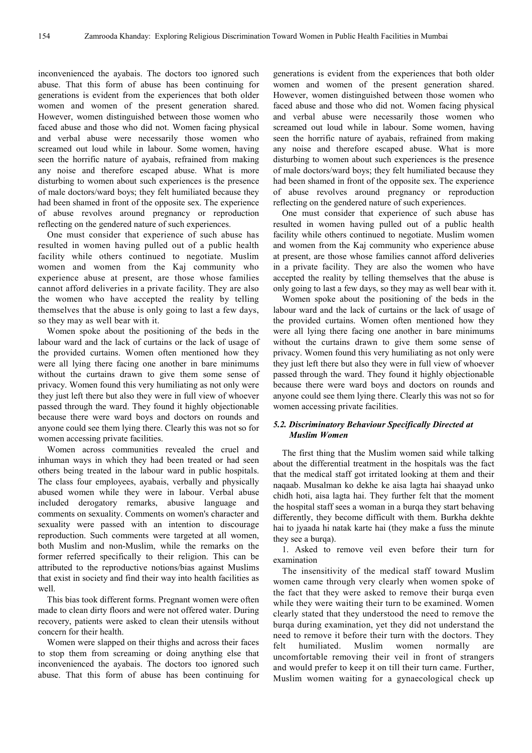inconvenienced the ayabais. The doctors too ignored such abuse. That this form of abuse has been continuing for generations is evident from the experiences that both older women and women of the present generation shared. However, women distinguished between those women who faced abuse and those who did not. Women facing physical and verbal abuse were necessarily those women who screamed out loud while in labour. Some women, having seen the horrific nature of ayabais, refrained from making any noise and therefore escaped abuse. What is more disturbing to women about such experiences is the presence of male doctors/ward boys; they felt humiliated because they had been shamed in front of the opposite sex. The experience of abuse revolves around pregnancy or reproduction reflecting on the gendered nature of such experiences.

One must consider that experience of such abuse has resulted in women having pulled out of a public health facility while others continued to negotiate. Muslim women and women from the Kaj community who experience abuse at present, are those whose families cannot afford deliveries in a private facility. They are also the women who have accepted the reality by telling themselves that the abuse is only going to last a few days, so they may as well bear with it.

Women spoke about the positioning of the beds in the labour ward and the lack of curtains or the lack of usage of the provided curtains. Women often mentioned how they were all lying there facing one another in bare minimums without the curtains drawn to give them some sense of privacy. Women found this very humiliating as not only were they just left there but also they were in full view of whoever passed through the ward. They found it highly objectionable because there were ward boys and doctors on rounds and anyone could see them lying there. Clearly this was not so for women accessing private facilities.

Women across communities revealed the cruel and inhuman ways in which they had been treated or had seen others being treated in the labour ward in public hospitals. The class four employees, ayabais, verbally and physically abused women while they were in labour. Verbal abuse included derogatory remarks, abusive language and comments on sexuality. Comments on women's character and sexuality were passed with an intention to discourage reproduction. Such comments were targeted at all women, both Muslim and non-Muslim, while the remarks on the former referred specifically to their religion. This can be attributed to the reproductive notions/bias against Muslims that exist in society and find their way into health facilities as well.

This bias took different forms. Pregnant women were often made to clean dirty floors and were not offered water. During recovery, patients were asked to clean their utensils without concern for their health.

Women were slapped on their thighs and across their faces to stop them from screaming or doing anything else that inconvenienced the ayabais. The doctors too ignored such abuse. That this form of abuse has been continuing for generations is evident from the experiences that both older women and women of the present generation shared. However, women distinguished between those women who faced abuse and those who did not. Women facing physical and verbal abuse were necessarily those women who screamed out loud while in labour. Some women, having seen the horrific nature of ayabais, refrained from making any noise and therefore escaped abuse. What is more disturbing to women about such experiences is the presence of male doctors/ward boys; they felt humiliated because they had been shamed in front of the opposite sex. The experience of abuse revolves around pregnancy or reproduction reflecting on the gendered nature of such experiences.

One must consider that experience of such abuse has resulted in women having pulled out of a public health facility while others continued to negotiate. Muslim women and women from the Kaj community who experience abuse at present, are those whose families cannot afford deliveries in a private facility. They are also the women who have accepted the reality by telling themselves that the abuse is only going to last a few days, so they may as well bear with it.

Women spoke about the positioning of the beds in the labour ward and the lack of curtains or the lack of usage of the provided curtains. Women often mentioned how they were all lying there facing one another in bare minimums without the curtains drawn to give them some sense of privacy. Women found this very humiliating as not only were they just left there but also they were in full view of whoever passed through the ward. They found it highly objectionable because there were ward boys and doctors on rounds and anyone could see them lying there. Clearly this was not so for women accessing private facilities.

### *5.2. Discriminatory Behaviour Specifically Directed at Muslim Women*

The first thing that the Muslim women said while talking about the differential treatment in the hospitals was the fact that the medical staff got irritated looking at them and their naqaab. Musalman ko dekhe ke aisa lagta hai shaayad unko chidh hoti, aisa lagta hai. They further felt that the moment the hospital staff sees a woman in a burqa they start behaving differently, they become difficult with them. Burkha dekhte hai to jyaada hi natak karte hai (they make a fuss the minute they see a burqa).

1. Asked to remove veil even before their turn for examination

The insensitivity of the medical staff toward Muslim women came through very clearly when women spoke of the fact that they were asked to remove their burqa even while they were waiting their turn to be examined. Women clearly stated that they understood the need to remove the burqa during examination, yet they did not understand the need to remove it before their turn with the doctors. They felt humiliated. Muslim women normally are uncomfortable removing their veil in front of strangers and would prefer to keep it on till their turn came. Further, Muslim women waiting for a gynaecological check up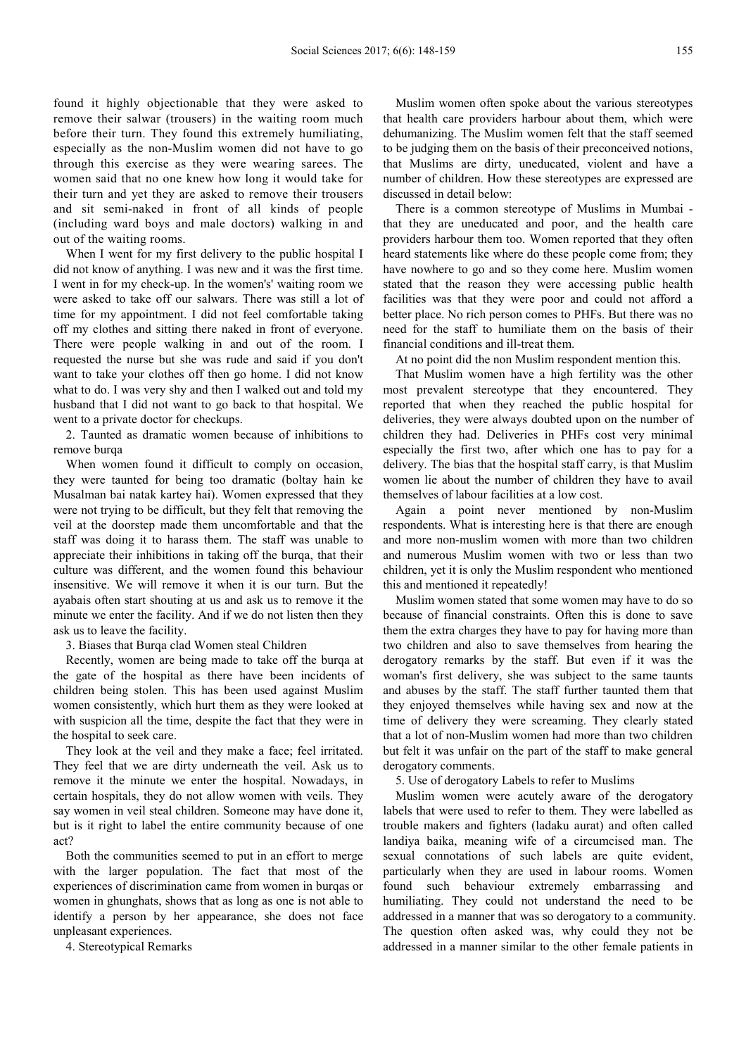found it highly objectionable that they were asked to remove their salwar (trousers) in the waiting room much before their turn. They found this extremely humiliating, especially as the non-Muslim women did not have to go through this exercise as they were wearing sarees. The women said that no one knew how long it would take for their turn and yet they are asked to remove their trousers and sit semi-naked in front of all kinds of people (including ward boys and male doctors) walking in and out of the waiting rooms.

When I went for my first delivery to the public hospital I did not know of anything. I was new and it was the first time. I went in for my check-up. In the women's' waiting room we were asked to take off our salwars. There was still a lot of time for my appointment. I did not feel comfortable taking off my clothes and sitting there naked in front of everyone. There were people walking in and out of the room. I requested the nurse but she was rude and said if you don't want to take your clothes off then go home. I did not know what to do. I was very shy and then I walked out and told my husband that I did not want to go back to that hospital. We went to a private doctor for checkups.

2. Taunted as dramatic women because of inhibitions to remove burqa

When women found it difficult to comply on occasion, they were taunted for being too dramatic (boltay hain ke Musalman bai natak kartey hai). Women expressed that they were not trying to be difficult, but they felt that removing the veil at the doorstep made them uncomfortable and that the staff was doing it to harass them. The staff was unable to appreciate their inhibitions in taking off the burqa, that their culture was different, and the women found this behaviour insensitive. We will remove it when it is our turn. But the ayabais often start shouting at us and ask us to remove it the minute we enter the facility. And if we do not listen then they ask us to leave the facility.

3. Biases that Burqa clad Women steal Children

Recently, women are being made to take off the burqa at the gate of the hospital as there have been incidents of children being stolen. This has been used against Muslim women consistently, which hurt them as they were looked at with suspicion all the time, despite the fact that they were in the hospital to seek care.

They look at the veil and they make a face; feel irritated. They feel that we are dirty underneath the veil. Ask us to remove it the minute we enter the hospital. Nowadays, in certain hospitals, they do not allow women with veils. They say women in veil steal children. Someone may have done it, but is it right to label the entire community because of one act?

Both the communities seemed to put in an effort to merge with the larger population. The fact that most of the experiences of discrimination came from women in burqas or women in ghunghats, shows that as long as one is not able to identify a person by her appearance, she does not face unpleasant experiences.

4. Stereotypical Remarks

Muslim women often spoke about the various stereotypes that health care providers harbour about them, which were dehumanizing. The Muslim women felt that the staff seemed to be judging them on the basis of their preconceived notions, that Muslims are dirty, uneducated, violent and have a number of children. How these stereotypes are expressed are discussed in detail below:

There is a common stereotype of Muslims in Mumbai - that they are uneducated and poor, and the health care providers harbour them too. Women reported that they often heard statements like where do these people come from; they have nowhere to go and so they come here. Muslim women stated that the reason they were accessing public health facilities was that they were poor and could not afford a better place. No rich person comes to PHFs. But there was no need for the staff to humiliate them on the basis of their financial conditions and ill-treat them.

At no point did the non Muslim respondent mention this.

That Muslim women have a high fertility was the other most prevalent stereotype that they encountered. They reported that when they reached the public hospital for deliveries, they were always doubted upon on the number of children they had. Deliveries in PHFs cost very minimal especially the first two, after which one has to pay for a delivery. The bias that the hospital staff carry, is that Muslim women lie about the number of children they have to avail themselves of labour facilities at a low cost.

Again a point never mentioned by non-Muslim respondents. What is interesting here is that there are enough and more non-muslim women with more than two children and numerous Muslim women with two or less than two children, yet it is only the Muslim respondent who mentioned this and mentioned it repeatedly!

Muslim women stated that some women may have to do so because of financial constraints. Often this is done to save them the extra charges they have to pay for having more than two children and also to save themselves from hearing the derogatory remarks by the staff. But even if it was the woman's first delivery, she was subject to the same taunts and abuses by the staff. The staff further taunted them that they enjoyed themselves while having sex and now at the time of delivery they were screaming. They clearly stated that a lot of non-Muslim women had more than two children but felt it was unfair on the part of the staff to make general derogatory comments.

5. Use of derogatory Labels to refer to Muslims

Muslim women were acutely aware of the derogatory labels that were used to refer to them. They were labelled as trouble makers and fighters (ladaku aurat) and often called landiya baika, meaning wife of a circumcised man. The sexual connotations of such labels are quite evident, particularly when they are used in labour rooms. Women found such behaviour extremely embarrassing and humiliating. They could not understand the need to be addressed in a manner that was so derogatory to a community. The question often asked was, why could they not be addressed in a manner similar to the other female patients in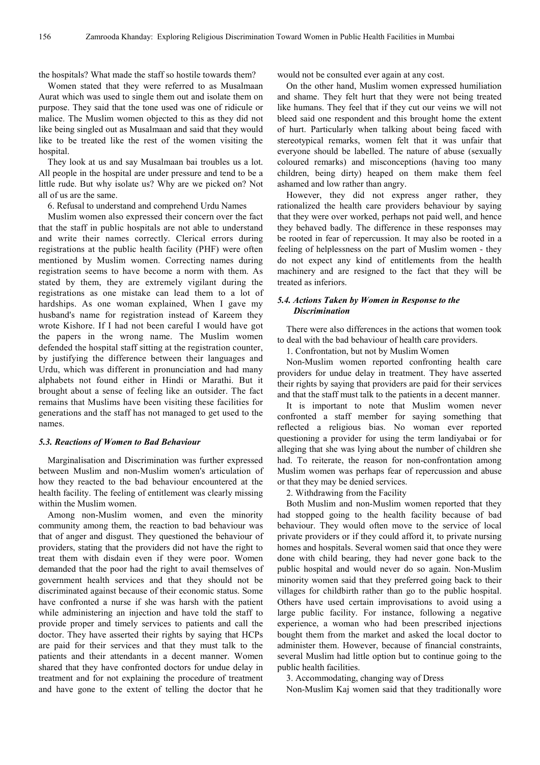the hospitals? What made the staff so hostile towards them?

Women stated that they were referred to as Musalmaan Aurat which was used to single them out and isolate them on purpose. They said that the tone used was one of ridicule or malice. The Muslim women objected to this as they did not like being singled out as Musalmaan and said that they would like to be treated like the rest of the women visiting the hospital.

They look at us and say Musalmaan bai troubles us a lot. All people in the hospital are under pressure and tend to be a little rude. But why isolate us? Why are we picked on? Not all of us are the same.

6. Refusal to understand and comprehend Urdu Names

Muslim women also expressed their concern over the fact that the staff in public hospitals are not able to understand and write their names correctly. Clerical errors during registrations at the public health facility (PHF) were often mentioned by Muslim women. Correcting names during registration seems to have become a norm with them. As stated by them, they are extremely vigilant during the registrations as one mistake can lead them to a lot of hardships. As one woman explained, When I gave my husband's name for registration instead of Kareem they wrote Kishore. If I had not been careful I would have got the papers in the wrong name. The Muslim women defended the hospital staff sitting at the registration counter, by justifying the difference between their languages and Urdu, which was different in pronunciation and had many alphabets not found either in Hindi or Marathi. But it brought about a sense of feeling like an outsider. The fact remains that Muslims have been visiting these facilities for generations and the staff has not managed to get used to the names.

### *5.3. Reactions of Women to Bad Behaviour*

Marginalisation and Discrimination was further expressed between Muslim and non-Muslim women's articulation of how they reacted to the bad behaviour encountered at the health facility. The feeling of entitlement was clearly missing within the Muslim women.

Among non-Muslim women, and even the minority community among them, the reaction to bad behaviour was that of anger and disgust. They questioned the behaviour of providers, stating that the providers did not have the right to treat them with disdain even if they were poor. Women demanded that the poor had the right to avail themselves of government health services and that they should not be discriminated against because of their economic status. Some have confronted a nurse if she was harsh with the patient while administering an injection and have told the staff to provide proper and timely services to patients and call the doctor. They have asserted their rights by saying that HCPs are paid for their services and that they must talk to the patients and their attendants in a decent manner. Women shared that they have confronted doctors for undue delay in treatment and for not explaining the procedure of treatment and have gone to the extent of telling the doctor that he would not be consulted ever again at any cost.

On the other hand, Muslim women expressed humiliation and shame. They felt hurt that they were not being treated like humans. They feel that if they cut our veins we will not bleed said one respondent and this brought home the extent of hurt. Particularly when talking about being faced with stereotypical remarks, women felt that it was unfair that everyone should be labelled. The nature of abuse (sexually coloured remarks) and misconceptions (having too many children, being dirty) heaped on them make them feel ashamed and low rather than angry.

However, they did not express anger rather, they rationalized the health care providers behaviour by saying that they were over worked, perhaps not paid well, and hence they behaved badly. The difference in these responses may be rooted in fear of repercussion. It may also be rooted in a feeling of helplessness on the part of Muslim women - they do not expect any kind of entitlements from the health machinery and are resigned to the fact that they will be treated as inferiors.

### *5.4. Actions Taken by Women in Response to the Discrimination*

There were also differences in the actions that women took to deal with the bad behaviour of health care providers.

1. Confrontation, but not by Muslim Women

Non-Muslim women reported confronting health care providers for undue delay in treatment. They have asserted their rights by saying that providers are paid for their services and that the staff must talk to the patients in a decent manner.

It is important to note that Muslim women never confronted a staff member for saying something that reflected a religious bias. No woman ever reported questioning a provider for using the term landiyabai or for alleging that she was lying about the number of children she had. To reiterate, the reason for non-confrontation among Muslim women was perhaps fear of repercussion and abuse or that they may be denied services.

2. Withdrawing from the Facility

Both Muslim and non-Muslim women reported that they had stopped going to the health facility because of bad behaviour. They would often move to the service of local private providers or if they could afford it, to private nursing homes and hospitals. Several women said that once they were done with child bearing, they had never gone back to the public hospital and would never do so again. Non-Muslim minority women said that they preferred going back to their villages for childbirth rather than go to the public hospital. Others have used certain improvisations to avoid using a large public facility. For instance, following a negative experience, a woman who had been prescribed injections bought them from the market and asked the local doctor to administer them. However, because of financial constraints, several Muslim had little option but to continue going to the public health facilities.

3. Accommodating, changing way of Dress

Non-Muslim Kaj women said that they traditionally wore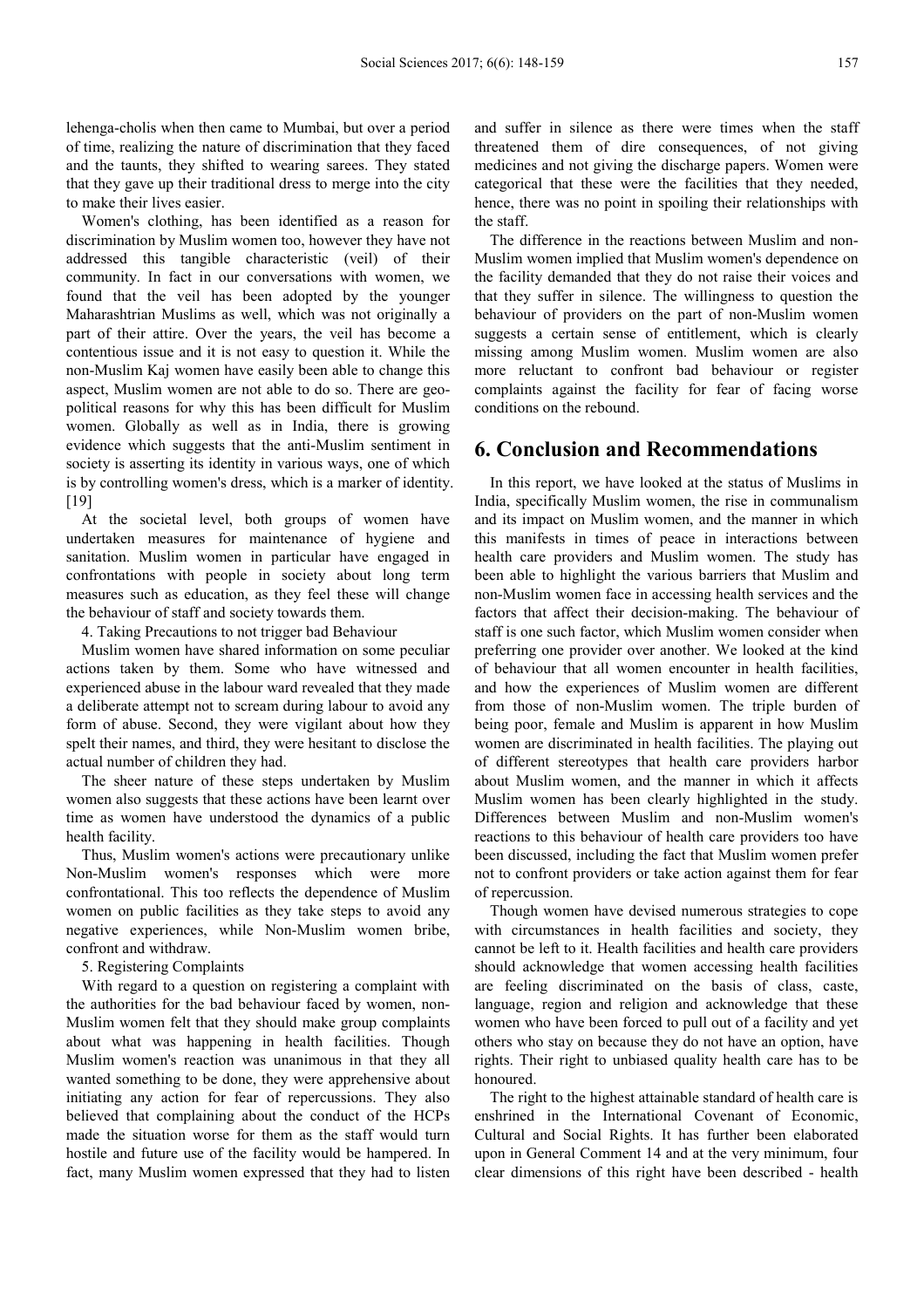lehenga-cholis when then came to Mumbai, but over a period of time, realizing the nature of discrimination that they faced and the taunts, they shifted to wearing sarees. They stated that they gave up their traditional dress to merge into the city to make their lives easier.

Women's clothing, has been identified as a reason for discrimination by Muslim women too, however they have not addressed this tangible characteristic (veil) of their community. In fact in our conversations with women, we found that the veil has been adopted by the younger Maharashtrian Muslims as well, which was not originally a part of their attire. Over the years, the veil has become a contentious issue and it is not easy to question it. While the non-Muslim Kaj women have easily been able to change this aspect, Muslim women are not able to do so. There are geo-political reasons for why this has been difficult for Muslim women. Globally as well as in India, there is growing evidence which suggests that the anti-Muslim sentiment in society is asserting its identity in various ways, one of which is by controlling women's dress, which is a marker of identity. [19]

At the societal level, both groups of women have undertaken measures for maintenance of hygiene and sanitation. Muslim women in particular have engaged in confrontations with people in society about long term measures such as education, as they feel these will change the behaviour of staff and society towards them.

4. Taking Precautions to not trigger bad Behaviour

Muslim women have shared information on some peculiar actions taken by them. Some who have witnessed and experienced abuse in the labour ward revealed that they made a deliberate attempt not to scream during labour to avoid any form of abuse. Second, they were vigilant about how they spelt their names, and third, they were hesitant to disclose the actual number of children they had.

The sheer nature of these steps undertaken by Muslim women also suggests that these actions have been learnt over time as women have understood the dynamics of a public health facility.

Thus, Muslim women's actions were precautionary unlike Non-Muslim women's responses which were more confrontational. This too reflects the dependence of Muslim women on public facilities as they take steps to avoid any negative experiences, while Non-Muslim women bribe, confront and withdraw.

5. Registering Complaints

With regard to a question on registering a complaint with the authorities for the bad behaviour faced by women, non-Muslim women felt that they should make group complaints about what was happening in health facilities. Though Muslim women's reaction was unanimous in that they all wanted something to be done, they were apprehensive about initiating any action for fear of repercussions. They also believed that complaining about the conduct of the HCPs made the situation worse for them as the staff would turn hostile and future use of the facility would be hampered. In fact, many Muslim women expressed that they had to listen and suffer in silence as there were times when the staff threatened them of dire consequences, of not giving medicines and not giving the discharge papers. Women were categorical that these were the facilities that they needed, hence, there was no point in spoiling their relationships with the staff.

The difference in the reactions between Muslim and non-Muslim women implied that Muslim women's dependence on the facility demanded that they do not raise their voices and that they suffer in silence. The willingness to question the behaviour of providers on the part of non-Muslim women suggests a certain sense of entitlement, which is clearly missing among Muslim women. Muslim women are also more reluctant to confront bad behaviour or register complaints against the facility for fear of facing worse conditions on the rebound.

## 6. Conclusion and Recommendations

In this report, we have looked at the status of Muslims in India, specifically Muslim women, the rise in communalism and its impact on Muslim women, and the manner in which this manifests in times of peace in interactions between health care providers and Muslim women. The study has been able to highlight the various barriers that Muslim and non-Muslim women face in accessing health services and the factors that affect their decision-making. The behaviour of staff is one such factor, which Muslim women consider when preferring one provider over another. We looked at the kind of behaviour that all women encounter in health facilities, and how the experiences of Muslim women are different from those of non-Muslim women. The triple burden of being poor, female and Muslim is apparent in how Muslim women are discriminated in health facilities. The playing out of different stereotypes that health care providers harbor about Muslim women, and the manner in which it affects Muslim women has been clearly highlighted in the study. Differences between Muslim and non-Muslim women's reactions to this behaviour of health care providers too have been discussed, including the fact that Muslim women prefer not to confront providers or take action against them for fear of repercussion.

Though women have devised numerous strategies to cope with circumstances in health facilities and society, they cannot be left to it. Health facilities and health care providers should acknowledge that women accessing health facilities are feeling discriminated on the basis of class, caste, language, region and religion and acknowledge that these women who have been forced to pull out of a facility and yet others who stay on because they do not have an option, have rights. Their right to unbiased quality health care has to be honoured.

The right to the highest attainable standard of health care is enshrined in the International Covenant of Economic, Cultural and Social Rights. It has further been elaborated upon in General Comment 14 and at the very minimum, four clear dimensions of this right have been described - health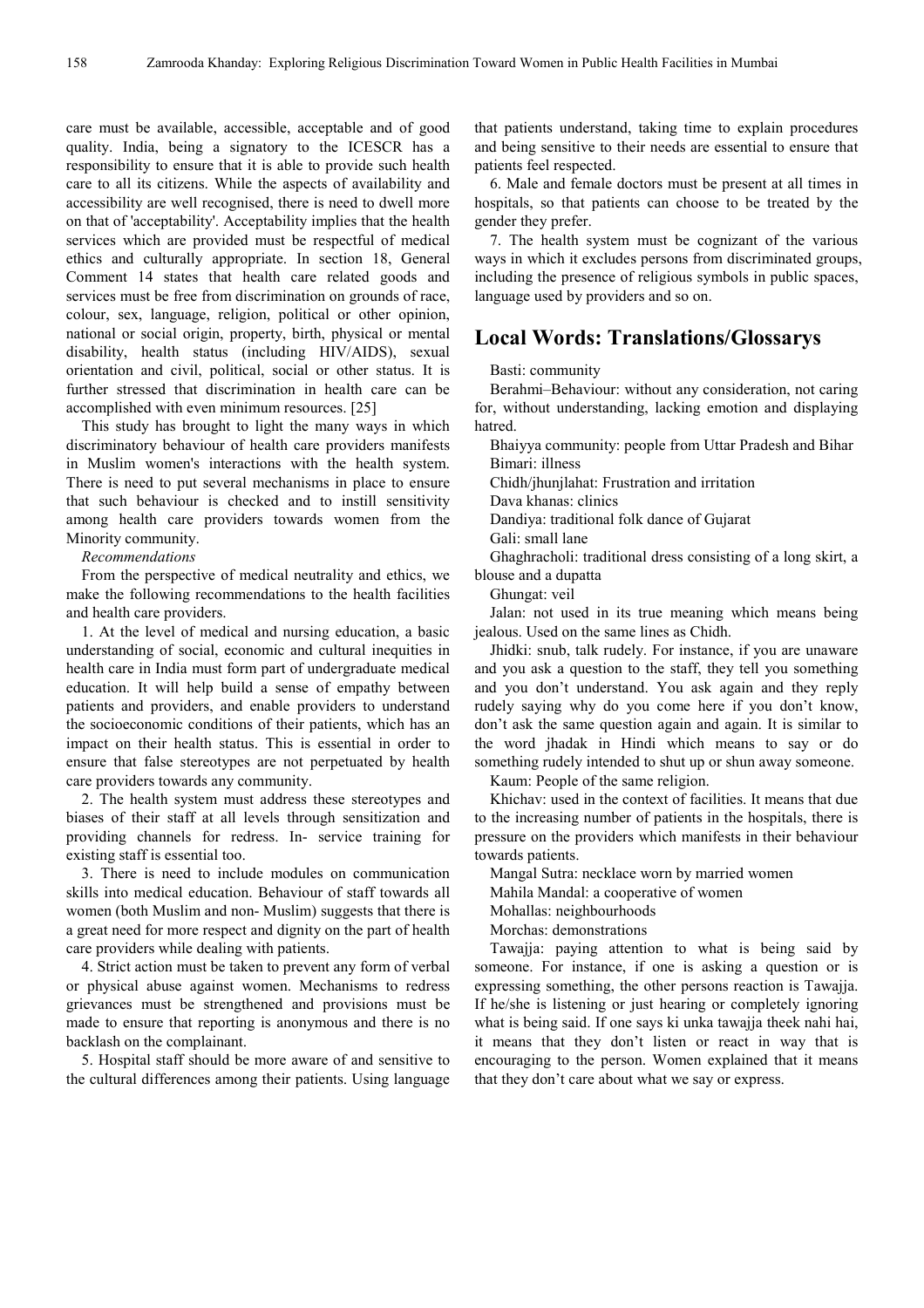care must be available, accessible, acceptable and of good quality. India, being a signatory to the ICESCR has a responsibility to ensure that it is able to provide such health care to all its citizens. While the aspects of availability and accessibility are well recognised, there is need to dwell more on that of 'acceptability'. Acceptability implies that the health services which are provided must be respectful of medical ethics and culturally appropriate. In section 18, General Comment 14 states that health care related goods and services must be free from discrimination on grounds of race, colour, sex, language, religion, political or other opinion, national or social origin, property, birth, physical or mental disability, health status (including HIV/AIDS), sexual orientation and civil, political, social or other status. It is further stressed that discrimination in health care can be accomplished with even minimum resources. [25]

This study has brought to light the many ways in which discriminatory behaviour of health care providers manifests in Muslim women's interactions with the health system. There is need to put several mechanisms in place to ensure that such behaviour is checked and to instill sensitivity among health care providers towards women from the Minority community.

*Recommendations*

From the perspective of medical neutrality and ethics, we make the following recommendations to the health facilities and health care providers.

1. At the level of medical and nursing education, a basic understanding of social, economic and cultural inequities in health care in India must form part of undergraduate medical education. It will help build a sense of empathy between patients and providers, and enable providers to understand the socioeconomic conditions of their patients, which has an impact on their health status. This is essential in order to ensure that false stereotypes are not perpetuated by health care providers towards any community.
2. The health system must address these stereotypes and biases of their staff at all levels through sensitization and providing channels for redress. In- service training for existing staff is essential too.
3. There is need to include modules on communication skills into medical education. Behaviour of staff towards all women (both Muslim and non- Muslim) suggests that there is a great need for more respect and dignity on the part of health care providers while dealing with patients.
4. Strict action must be taken to prevent any form of verbal or physical abuse against women. Mechanisms to redress grievances must be strengthened and provisions must be made to ensure that reporting is anonymous and there is no backlash on the complainant.
5. Hospital staff should be more aware of and sensitive to the cultural differences among their patients. Using language that patients understand, taking time to explain procedures and being sensitive to their needs are essential to ensure that patients feel respected.
6. Male and female doctors must be present at all times in hospitals, so that patients can choose to be treated by the gender they prefer.
7. The health system must be cognizant of the various ways in which it excludes persons from discriminated groups, including the presence of religious symbols in public spaces, language used by providers and so on.

## Local Words: Translations/Glossarys

Basti: community

Berahmi–Behaviour: without any consideration, not caring for, without understanding, lacking emotion and displaying hatred.

Bhaiyya community: people from Uttar Pradesh and Bihar

Bimari: illness

Chidh/jhunjlahat: Frustration and irritation

Dava khanas: clinics

Dandiya: traditional folk dance of Gujarat

Gali: small lane

Ghaghracholi: traditional dress consisting of a long skirt, a blouse and a dupatta

Ghungat: veil

Jalan: not used in its true meaning which means being jealous. Used on the same lines as Chidh.

Jhidki: snub, talk rudely. For instance, if you are unaware and you ask a question to the staff, they tell you something and you don't understand. You ask again and they reply rudely saying why do you come here if you don't know, don't ask the same question again and again. It is similar to the word jhadak in Hindi which means to say or do something rudely intended to shut up or shun away someone.

Kaum: People of the same religion.

Khichav: used in the context of facilities. It means that due to the increasing number of patients in the hospitals, there is pressure on the providers which manifests in their behaviour towards patients.

Mangal Sutra: necklace worn by married women

Mahila Mandal: a cooperative of women

Mohallas: neighbourhoods

Morchas: demonstrations

Tawajja: paying attention to what is being said by someone. For instance, if one is asking a question or is expressing something, the other persons reaction is Tawajja. If he/she is listening or just hearing or completely ignoring what is being said. If one says ki unka tawajja theek nahi hai, it means that they don't listen or react in way that is encouraging to the person. Women explained that it means that they don't care about what we say or express.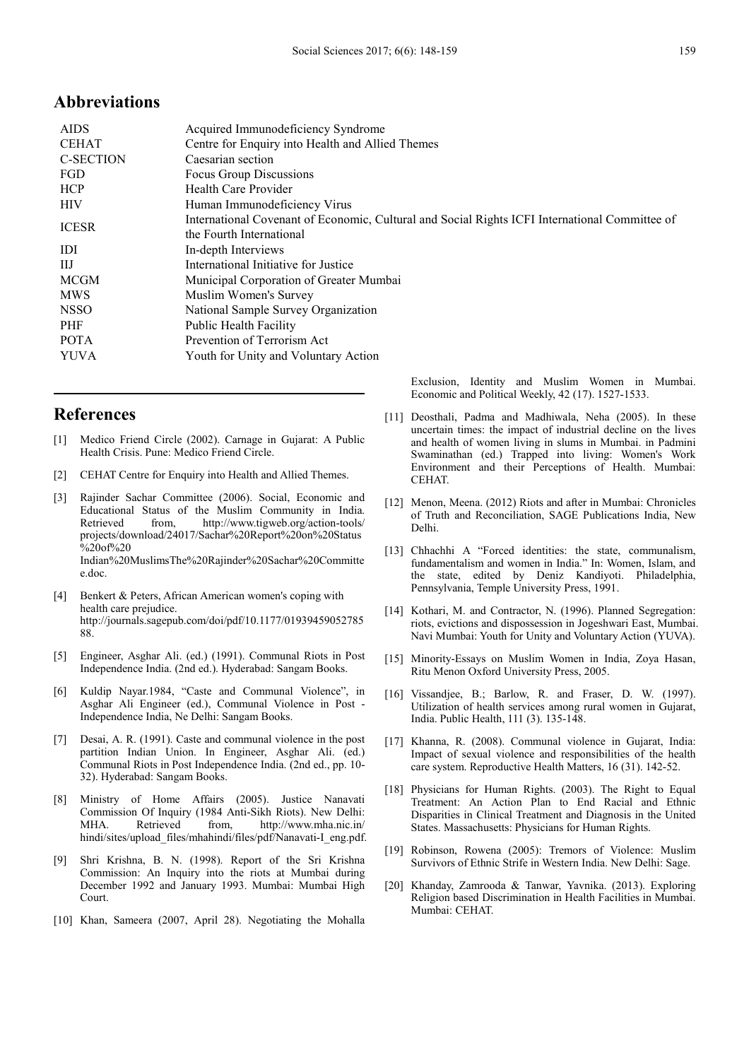## Abbreviations

| | |
|---|---|
| AIDS | Acquired Immunodeficiency Syndrome |
| CEHAT | Centre for Enquiry into Health and Allied Themes |
| C-SECTION | Caesarian section |
| FGD | Focus Group Discussions |
| HCP | Health Care Provider |
| HIV | Human Immunodeficiency Virus |
| ICESR | International Covenant of Economic, Cultural and Social Rights ICFI International Committee of the Fourth International |
| IDI | In-depth Interviews |
| IIJ | International Initiative for Justice |
| MCGM | Municipal Corporation of Greater Mumbai |
| MWS | Muslim Women's Survey |
| NSSO | National Sample Survey Organization |
| PHF | Public Health Facility |
| POTA | Prevention of Terrorism Act |
| YUVA | Youth for Unity and Voluntary Action |

## References

[1] Medico Friend Circle (2002). Carnage in Gujarat: A Public Health Crisis. Pune: Medico Friend Circle.

[2] CEHAT Centre for Enquiry into Health and Allied Themes.

[3] Rajinder Sachar Committee (2006). Social, Economic and Educational Status of the Muslim Community in India. Retrieved from, http://www.tigweb.org/action-tools/projects/download/24017/Sachar%20Report%20on%20Status%20of%20 Indian%20MuslimsThe%20Rajinder%20Sachar%20Committee.doc.

[4] Benkert & Peters, African American women's coping with health care prejudice. http://journals.sagepub.com/doi/pdf/10.1177/0193945905278588.

[5] Engineer, Asghar Ali. (ed.) (1991). Communal Riots in Post Independence India. (2nd ed.). Hyderabad: Sangam Books.

[6] Kuldip Nayar.1984, "Caste and Communal Violence", in Asghar Ali Engineer (ed.), Communal Violence in Post - Independence India, Ne Delhi: Sangam Books.

[7] Desai, A. R. (1991). Caste and communal violence in the post partition Indian Union. In Engineer, Asghar Ali. (ed.) Communal Riots in Post Independence India. (2nd ed., pp. 10-32). Hyderabad: Sangam Books.

[8] Ministry of Home Affairs (2005). Justice Nanavati Commission Of Inquiry (1984 Anti-Sikh Riots). New Delhi: MHA. Retrieved from, http://www.mha.nic.in/hindi/sites/upload_files/mhahindi/files/pdf/Nanavati-I_eng.pdf.

[9] Shri Krishna, B. N. (1998). Report of the Sri Krishna Commission: An Inquiry into the riots at Mumbai during December 1992 and January 1993. Mumbai: Mumbai High Court.

[10] Khan, Sameera (2007, April 28). Negotiating the Mohalla Exclusion, Identity and Muslim Women in Mumbai. Economic and Political Weekly, 42 (17). 1527-1533.

[11] Deosthali, Padma and Madhiwala, Neha (2005). In these uncertain times: the impact of industrial decline on the lives and health of women living in slums in Mumbai. in Padmini Swaminathan (ed.) Trapped into living: Women's Work Environment and their Perceptions of Health. Mumbai: CEHAT.

[12] Menon, Meena. (2012) Riots and after in Mumbai: Chronicles of Truth and Reconciliation, SAGE Publications India, New Delhi.

[13] Chhachhi A "Forced identities: the state, communalism, fundamentalism and women in India." In: Women, Islam, and the state, edited by Deniz Kandiyoti. Philadelphia, Pennsylvania, Temple University Press, 1991.

[14] Kothari, M. and Contractor, N. (1996). Planned Segregation: riots, evictions and dispossession in Jogeshwari East, Mumbai. Navi Mumbai: Youth for Unity and Voluntary Action (YUVA).

[15] Minority-Essays on Muslim Women in India, Zoya Hasan, Ritu Menon Oxford University Press, 2005.

[16] Vissandjee, B.; Barlow, R. and Fraser, D. W. (1997). Utilization of health services among rural women in Gujarat, India. Public Health, 111 (3). 135-148.

[17] Khanna, R. (2008). Communal violence in Gujarat, India: Impact of sexual violence and responsibilities of the health care system. Reproductive Health Matters, 16 (31). 142-52.

[18] Physicians for Human Rights. (2003). The Right to Equal Treatment: An Action Plan to End Racial and Ethnic Disparities in Clinical Treatment and Diagnosis in the United States. Massachusetts: Physicians for Human Rights.

[19] Robinson, Rowena (2005): Tremors of Violence: Muslim Survivors of Ethnic Strife in Western India. New Delhi: Sage.

[20] Khanday, Zamrooda & Tanwar, Yavnika. (2013). Exploring Religion based Discrimination in Health Facilities in Mumbai. Mumbai: CEHAT.